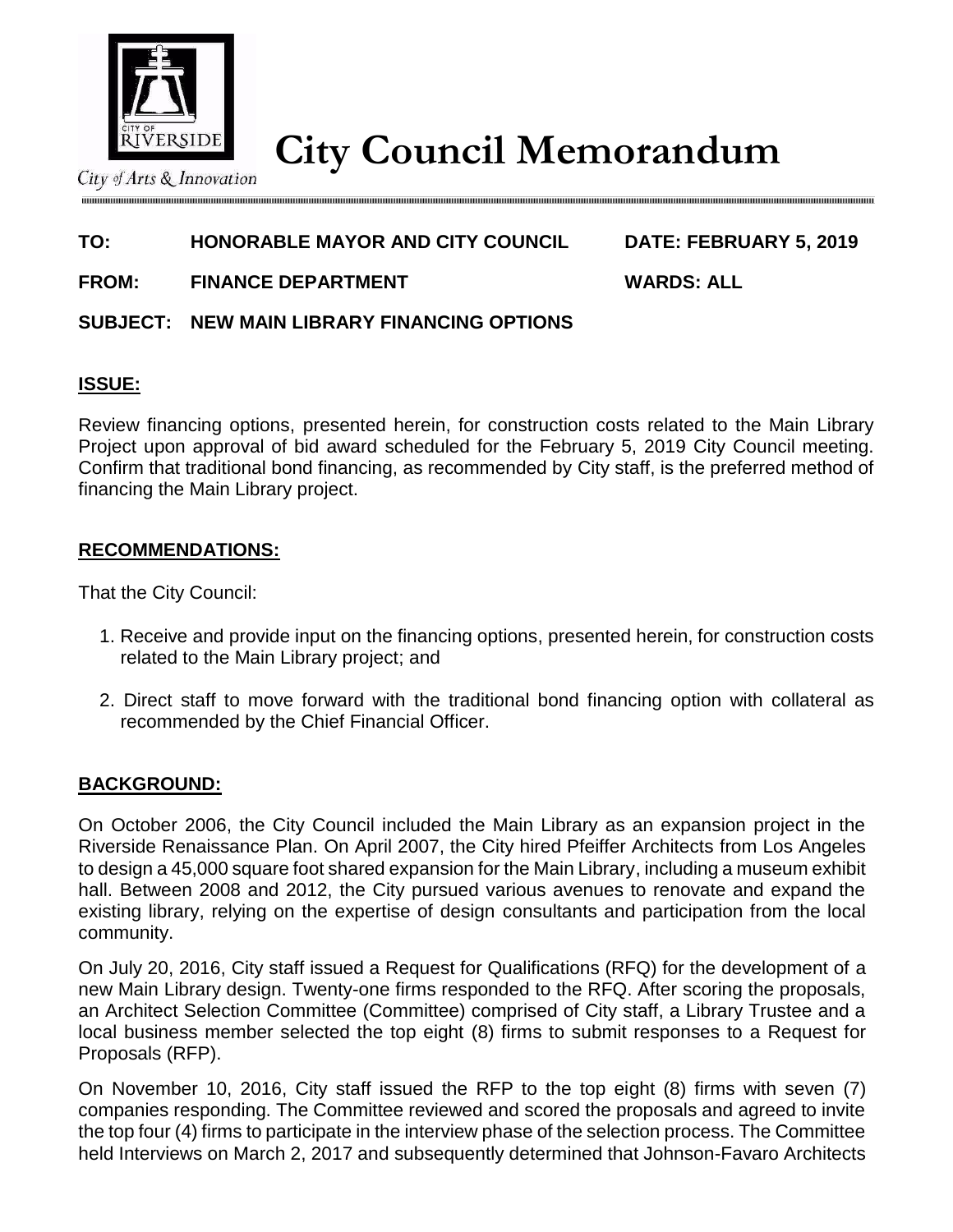# City Council Memorandum

City of Arts & Innovation

**TO:** **HONORABLE MAYOR AND CITY COUNCIL** **DATE: FEBRUARY 5, 2019**

**FROM:** **FINANCE DEPARTMENT** **WARDS: ALL**

**SUBJECT: NEW MAIN LIBRARY FINANCING OPTIONS**

## ISSUE:

Review financing options, presented herein, for construction costs related to the Main Library Project upon approval of bid award scheduled for the February 5, 2019 City Council meeting. Confirm that traditional bond financing, as recommended by City staff, is the preferred method of financing the Main Library project.

## RECOMMENDATIONS:

That the City Council:

1. Receive and provide input on the financing options, presented herein, for construction costs related to the Main Library project; and

2. Direct staff to move forward with the traditional bond financing option with collateral as recommended by the Chief Financial Officer.

## BACKGROUND:

On October 2006, the City Council included the Main Library as an expansion project in the Riverside Renaissance Plan. On April 2007, the City hired Pfeiffer Architects from Los Angeles to design a 45,000 square foot shared expansion for the Main Library, including a museum exhibit hall. Between 2008 and 2012, the City pursued various avenues to renovate and expand the existing library, relying on the expertise of design consultants and participation from the local community.

On July 20, 2016, City staff issued a Request for Qualifications (RFQ) for the development of a new Main Library design. Twenty-one firms responded to the RFQ. After scoring the proposals, an Architect Selection Committee (Committee) comprised of City staff, a Library Trustee and a local business member selected the top eight (8) firms to submit responses to a Request for Proposals (RFP).

On November 10, 2016, City staff issued the RFP to the top eight (8) firms with seven (7) companies responding. The Committee reviewed and scored the proposals and agreed to invite the top four (4) firms to participate in the interview phase of the selection process. The Committee held Interviews on March 2, 2017 and subsequently determined that Johnson-Favaro Architects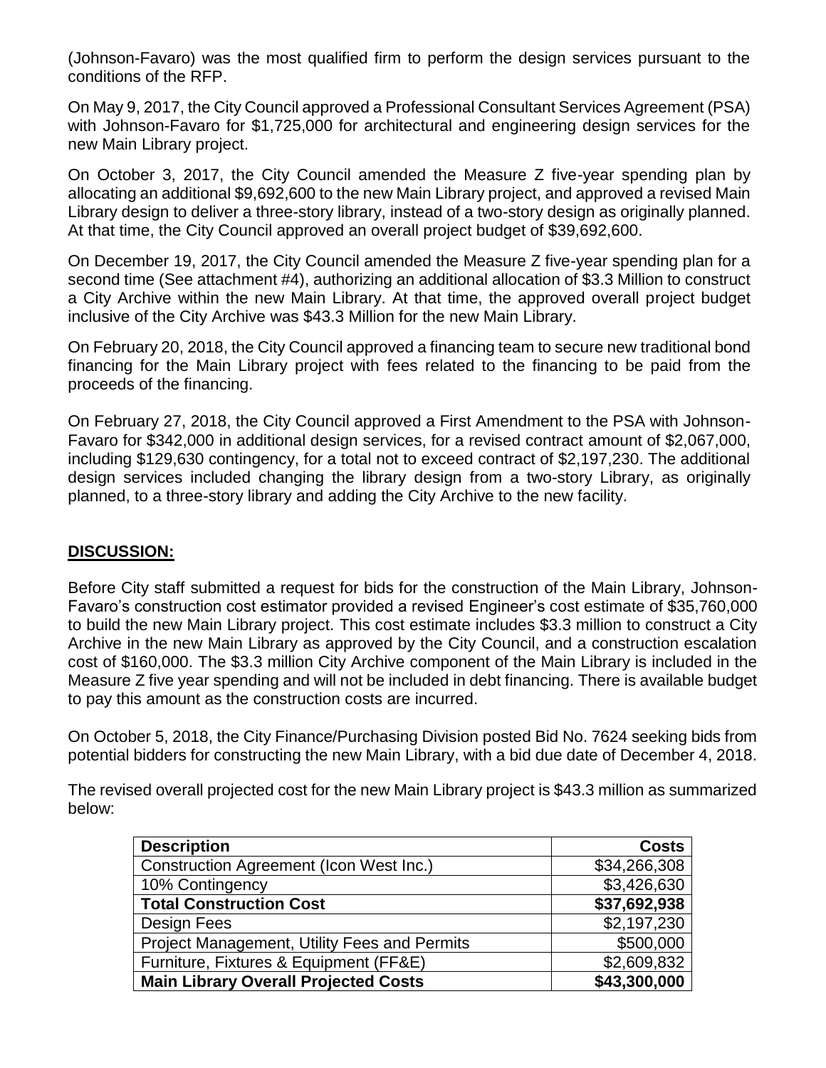(Johnson-Favaro) was the most qualified firm to perform the design services pursuant to the conditions of the RFP.

On May 9, 2017, the City Council approved a Professional Consultant Services Agreement (PSA) with Johnson-Favaro for $1,725,000 for architectural and engineering design services for the new Main Library project.

On October 3, 2017, the City Council amended the Measure Z five-year spending plan by allocating an additional $9,692,600 to the new Main Library project, and approved a revised Main Library design to deliver a three-story library, instead of a two-story design as originally planned. At that time, the City Council approved an overall project budget of $39,692,600.

On December 19, 2017, the City Council amended the Measure Z five-year spending plan for a second time (See attachment #4), authorizing an additional allocation of $3.3 Million to construct a City Archive within the new Main Library. At that time, the approved overall project budget inclusive of the City Archive was $43.3 Million for the new Main Library.

On February 20, 2018, the City Council approved a financing team to secure new traditional bond financing for the Main Library project with fees related to the financing to be paid from the proceeds of the financing.

On February 27, 2018, the City Council approved a First Amendment to the PSA with Johnson-Favaro for $342,000 in additional design services, for a revised contract amount of $2,067,000, including $129,630 contingency, for a total not to exceed contract of $2,197,230. The additional design services included changing the library design from a two-story Library, as originally planned, to a three-story library and adding the City Archive to the new facility.

## **DISCUSSION:**

Before City staff submitted a request for bids for the construction of the Main Library, Johnson-Favaro's construction cost estimator provided a revised Engineer's cost estimate of $35,760,000 to build the new Main Library project. This cost estimate includes $3.3 million to construct a City Archive in the new Main Library as approved by the City Council, and a construction escalation cost of $160,000. The $3.3 million City Archive component of the Main Library is included in the Measure Z five year spending and will not be included in debt financing. There is available budget to pay this amount as the construction costs are incurred.

On October 5, 2018, the City Finance/Purchasing Division posted Bid No. 7624 seeking bids from potential bidders for constructing the new Main Library, with a bid due date of December 4, 2018.

The revised overall projected cost for the new Main Library project is $43.3 million as summarized below:

| **Description** | **Costs** |
| --- | ---: |
| Construction Agreement (Icon West Inc.) | $34,266,308 |
| 10% Contingency | $3,426,630 |
| **Total Construction Cost** | **$37,692,938** |
| Design Fees | $2,197,230 |
| Project Management, Utility Fees and Permits | $500,000 |
| Furniture, Fixtures & Equipment (FF&E) | $2,609,832 |
| **Main Library Overall Projected Costs** | **$43,300,000** |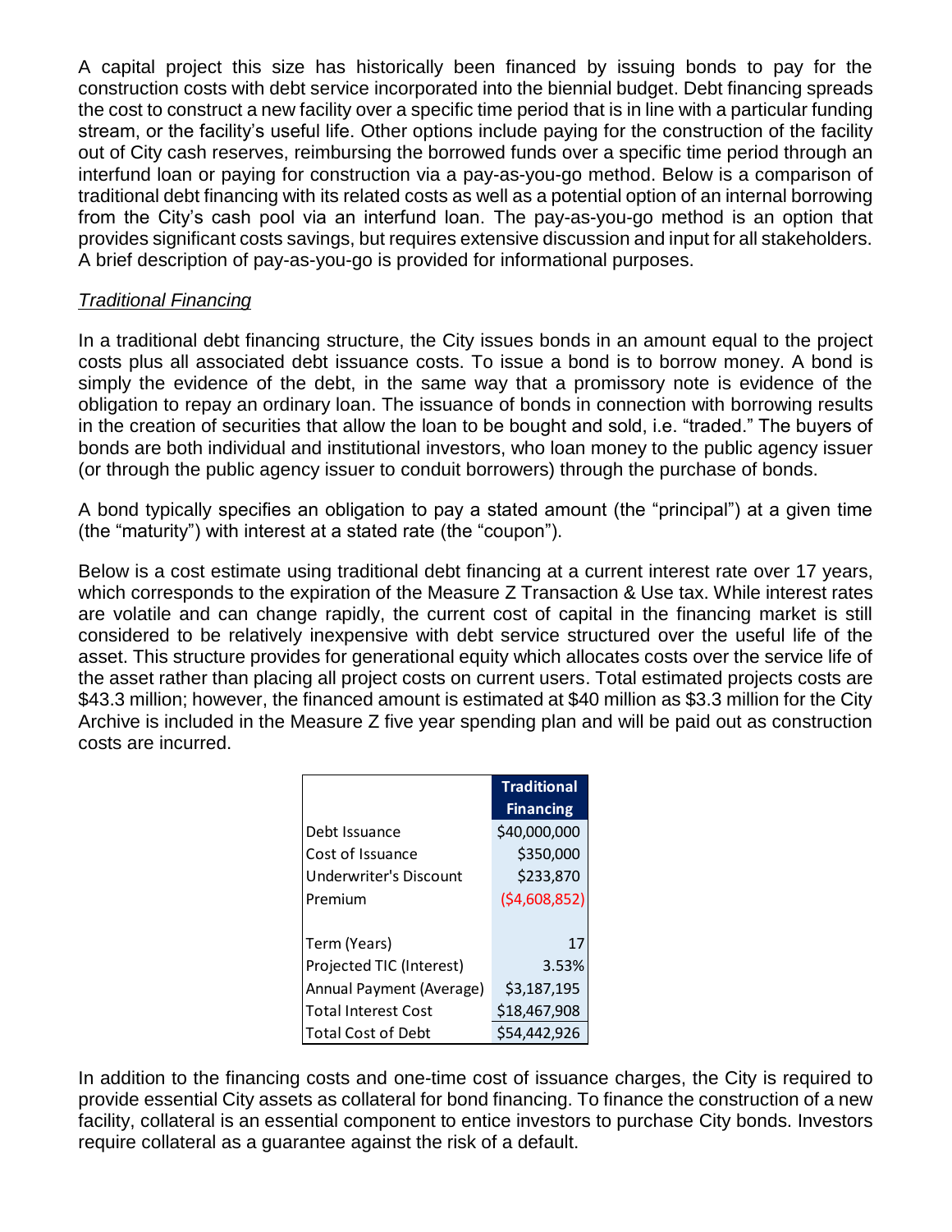A capital project this size has historically been financed by issuing bonds to pay for the construction costs with debt service incorporated into the biennial budget. Debt financing spreads the cost to construct a new facility over a specific time period that is in line with a particular funding stream, or the facility's useful life. Other options include paying for the construction of the facility out of City cash reserves, reimbursing the borrowed funds over a specific time period through an interfund loan or paying for construction via a pay-as-you-go method. Below is a comparison of traditional debt financing with its related costs as well as a potential option of an internal borrowing from the City's cash pool via an interfund loan. The pay-as-you-go method is an option that provides significant costs savings, but requires extensive discussion and input for all stakeholders. A brief description of pay-as-you-go is provided for informational purposes.

*Traditional Financing*

In a traditional debt financing structure, the City issues bonds in an amount equal to the project costs plus all associated debt issuance costs. To issue a bond is to borrow money. A bond is simply the evidence of the debt, in the same way that a promissory note is evidence of the obligation to repay an ordinary loan. The issuance of bonds in connection with borrowing results in the creation of securities that allow the loan to be bought and sold, i.e. "traded." The buyers of bonds are both individual and institutional investors, who loan money to the public agency issuer (or through the public agency issuer to conduit borrowers) through the purchase of bonds.

A bond typically specifies an obligation to pay a stated amount (the "principal") at a given time (the "maturity") with interest at a stated rate (the "coupon").

Below is a cost estimate using traditional debt financing at a current interest rate over 17 years, which corresponds to the expiration of the Measure Z Transaction & Use tax. While interest rates are volatile and can change rapidly, the current cost of capital in the financing market is still considered to be relatively inexpensive with debt service structured over the useful life of the asset. This structure provides for generational equity which allocates costs over the service life of the asset rather than placing all project costs on current users. Total estimated projects costs are $43.3 million; however, the financed amount is estimated at $40 million as $3.3 million for the City Archive is included in the Measure Z five year spending plan and will be paid out as construction costs are incurred.

| | Traditional Financing |
|---|---|
| Debt Issuance | $40,000,000 |
| Cost of Issuance | $350,000 |
| Underwriter's Discount | $233,870 |
| Premium | ($4,608,852) |
| | |
| Term (Years) | 17 |
| Projected TIC (Interest) | 3.53% |
| Annual Payment (Average) | $3,187,195 |
| Total Interest Cost | $18,467,908 |
| Total Cost of Debt | $54,442,926 |

In addition to the financing costs and one-time cost of issuance charges, the City is required to provide essential City assets as collateral for bond financing. To finance the construction of a new facility, collateral is an essential component to entice investors to purchase City bonds. Investors require collateral as a guarantee against the risk of a default.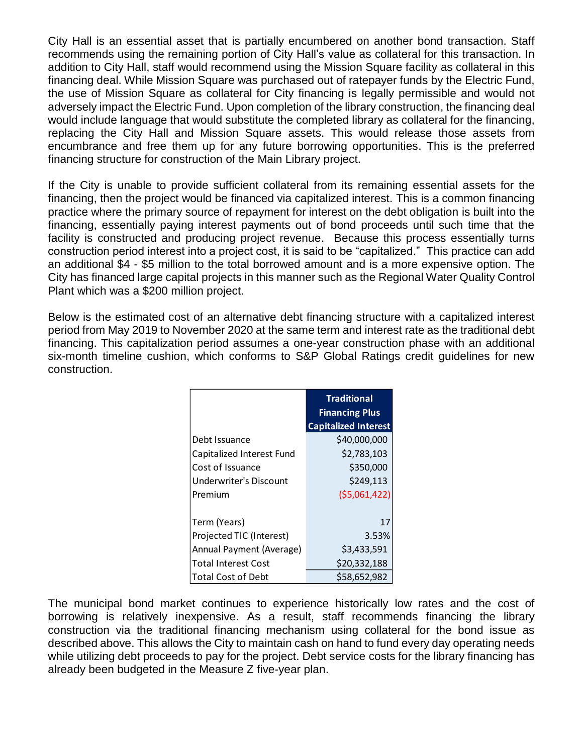City Hall is an essential asset that is partially encumbered on another bond transaction. Staff recommends using the remaining portion of City Hall's value as collateral for this transaction. In addition to City Hall, staff would recommend using the Mission Square facility as collateral in this financing deal. While Mission Square was purchased out of ratepayer funds by the Electric Fund, the use of Mission Square as collateral for City financing is legally permissible and would not adversely impact the Electric Fund. Upon completion of the library construction, the financing deal would include language that would substitute the completed library as collateral for the financing, replacing the City Hall and Mission Square assets. This would release those assets from encumbrance and free them up for any future borrowing opportunities. This is the preferred financing structure for construction of the Main Library project.

If the City is unable to provide sufficient collateral from its remaining essential assets for the financing, then the project would be financed via capitalized interest. This is a common financing practice where the primary source of repayment for interest on the debt obligation is built into the financing, essentially paying interest payments out of bond proceeds until such time that the facility is constructed and producing project revenue. Because this process essentially turns construction period interest into a project cost, it is said to be "capitalized." This practice can add an additional $4 - $5 million to the total borrowed amount and is a more expensive option. The City has financed large capital projects in this manner such as the Regional Water Quality Control Plant which was a $200 million project.

Below is the estimated cost of an alternative debt financing structure with a capitalized interest period from May 2019 to November 2020 at the same term and interest rate as the traditional debt financing. This capitalization period assumes a one-year construction phase with an additional six-month timeline cushion, which conforms to S&P Global Ratings credit guidelines for new construction.

| | Traditional Financing Plus Capitalized Interest |
|---|---|
| Debt Issuance | $40,000,000 |
| Capitalized Interest Fund | $2,783,103 |
| Cost of Issuance | $350,000 |
| Underwriter's Discount | $249,113 |
| Premium | ($5,061,422) |
| | |
| Term (Years) | 17 |
| Projected TIC (Interest) | 3.53% |
| Annual Payment (Average) | $3,433,591 |
| Total Interest Cost | $20,332,188 |
| Total Cost of Debt | $58,652,982 |

The municipal bond market continues to experience historically low rates and the cost of borrowing is relatively inexpensive. As a result, staff recommends financing the library construction via the traditional financing mechanism using collateral for the bond issue as described above. This allows the City to maintain cash on hand to fund every day operating needs while utilizing debt proceeds to pay for the project. Debt service costs for the library financing has already been budgeted in the Measure Z five-year plan.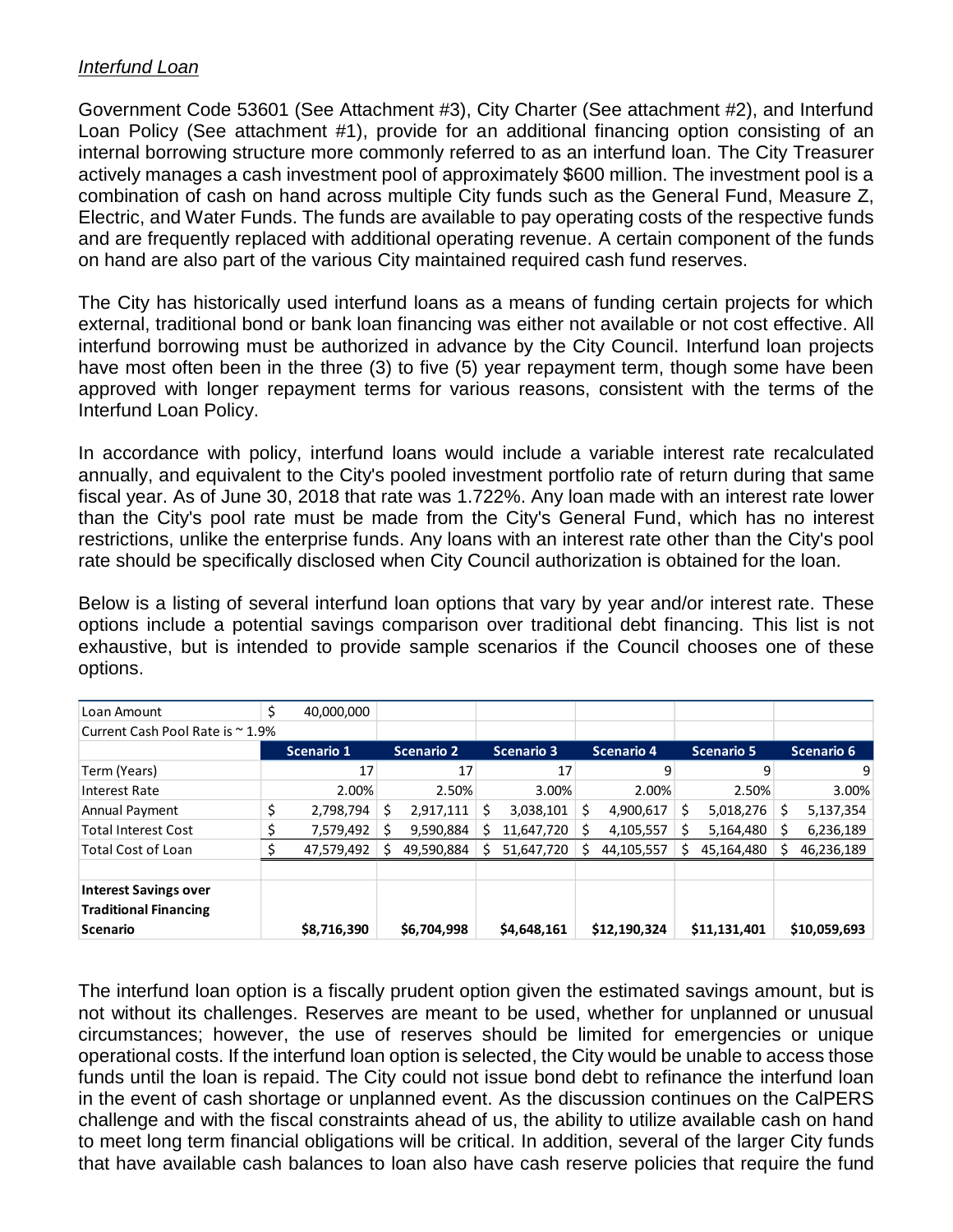*Interfund Loan*

Government Code 53601 (See Attachment #3), City Charter (See attachment #2), and Interfund Loan Policy (See attachment #1), provide for an additional financing option consisting of an internal borrowing structure more commonly referred to as an interfund loan. The City Treasurer actively manages a cash investment pool of approximately $600 million. The investment pool is a combination of cash on hand across multiple City funds such as the General Fund, Measure Z, Electric, and Water Funds. The funds are available to pay operating costs of the respective funds and are frequently replaced with additional operating revenue. A certain component of the funds on hand are also part of the various City maintained required cash fund reserves.

The City has historically used interfund loans as a means of funding certain projects for which external, traditional bond or bank loan financing was either not available or not cost effective. All interfund borrowing must be authorized in advance by the City Council. Interfund loan projects have most often been in the three (3) to five (5) year repayment term, though some have been approved with longer repayment terms for various reasons, consistent with the terms of the Interfund Loan Policy.

In accordance with policy, interfund loans would include a variable interest rate recalculated annually, and equivalent to the City's pooled investment portfolio rate of return during that same fiscal year. As of June 30, 2018 that rate was 1.722%. Any loan made with an interest rate lower than the City's pool rate must be made from the City's General Fund, which has no interest restrictions, unlike the enterprise funds. Any loans with an interest rate other than the City's pool rate should be specifically disclosed when City Council authorization is obtained for the loan.

Below is a listing of several interfund loan options that vary by year and/or interest rate. These options include a potential savings comparison over traditional debt financing. This list is not exhaustive, but is intended to provide sample scenarios if the Council chooses one of these options.

| Loan Amount | $ 40,000,000 | | | | | |
|---|---|---|---|---|---|---|
| Current Cash Pool Rate is ~ 1.9% | | | | | | |
| | **Scenario 1** | **Scenario 2** | **Scenario 3** | **Scenario 4** | **Scenario 5** | **Scenario 6** |
| Term (Years) | 17 | 17 | 17 | 9 | 9 | 9 |
| Interest Rate | 2.00% | 2.50% | 3.00% | 2.00% | 2.50% | 3.00% |
| Annual Payment | $ 2,798,794 | $ 2,917,111 | $ 3,038,101 | $ 4,900,617 | $ 5,018,276 | $ 5,137,354 |
| Total Interest Cost | $ 7,579,492 | $ 9,590,884 | $ 11,647,720 | $ 4,105,557 | $ 5,164,480 | $ 6,236,189 |
| Total Cost of Loan | $ 47,579,492 | $ 49,590,884 | $ 51,647,720 | $ 44,105,557 | $ 45,164,480 | $ 46,236,189 |
| **Interest Savings over Traditional Financing Scenario** | **$8,716,390** | **$6,704,998** | **$4,648,161** | **$12,190,324** | **$11,131,401** | **$10,059,693** |

The interfund loan option is a fiscally prudent option given the estimated savings amount, but is not without its challenges. Reserves are meant to be used, whether for unplanned or unusual circumstances; however, the use of reserves should be limited for emergencies or unique operational costs. If the interfund loan option is selected, the City would be unable to access those funds until the loan is repaid. The City could not issue bond debt to refinance the interfund loan in the event of cash shortage or unplanned event. As the discussion continues on the CalPERS challenge and with the fiscal constraints ahead of us, the ability to utilize available cash on hand to meet long term financial obligations will be critical. In addition, several of the larger City funds that have available cash balances to loan also have cash reserve policies that require the fund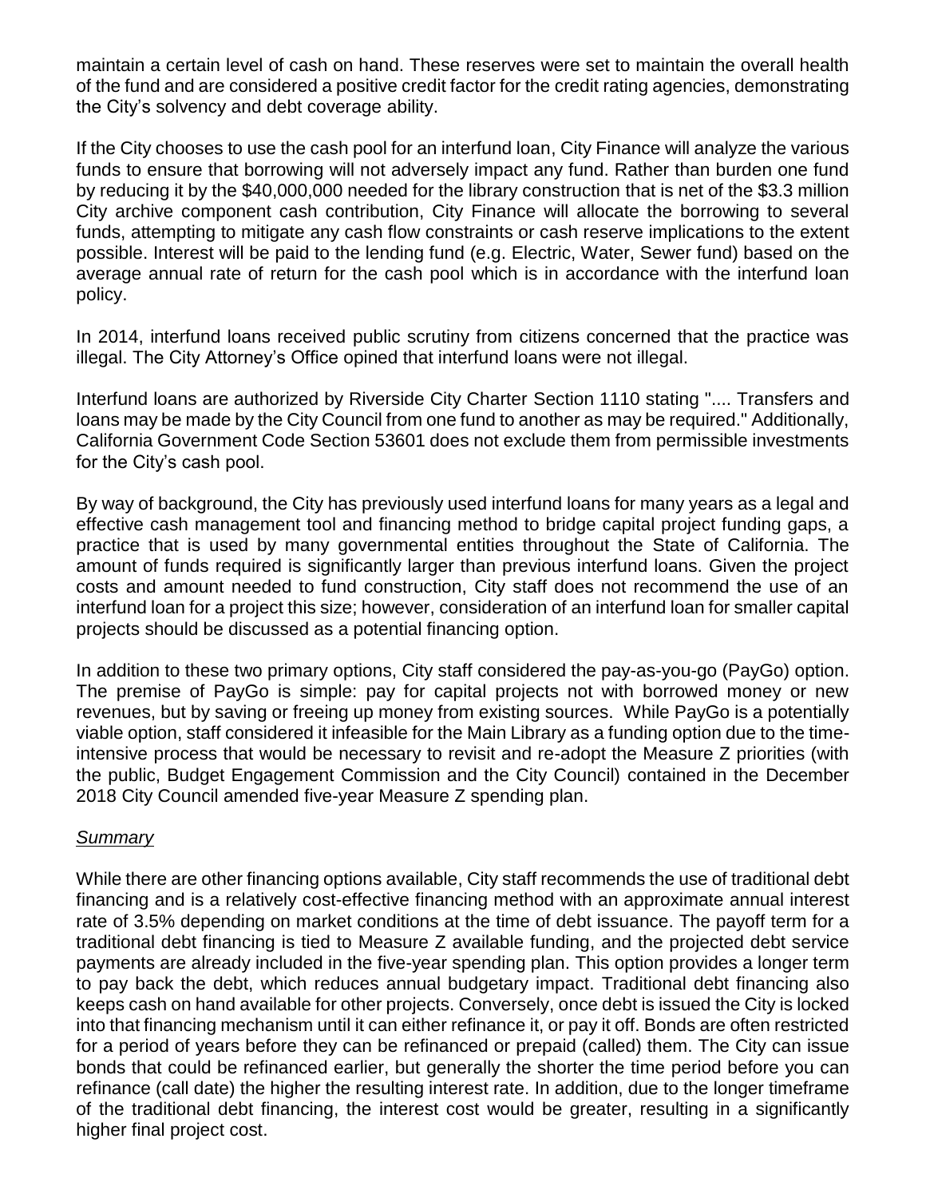maintain a certain level of cash on hand. These reserves were set to maintain the overall health of the fund and are considered a positive credit factor for the credit rating agencies, demonstrating the City's solvency and debt coverage ability.

If the City chooses to use the cash pool for an interfund loan, City Finance will analyze the various funds to ensure that borrowing will not adversely impact any fund. Rather than burden one fund by reducing it by the $40,000,000 needed for the library construction that is net of the $3.3 million City archive component cash contribution, City Finance will allocate the borrowing to several funds, attempting to mitigate any cash flow constraints or cash reserve implications to the extent possible. Interest will be paid to the lending fund (e.g. Electric, Water, Sewer fund) based on the average annual rate of return for the cash pool which is in accordance with the interfund loan policy.

In 2014, interfund loans received public scrutiny from citizens concerned that the practice was illegal. The City Attorney's Office opined that interfund loans were not illegal.

Interfund loans are authorized by Riverside City Charter Section 1110 stating ".... Transfers and loans may be made by the City Council from one fund to another as may be required." Additionally, California Government Code Section 53601 does not exclude them from permissible investments for the City's cash pool.

By way of background, the City has previously used interfund loans for many years as a legal and effective cash management tool and financing method to bridge capital project funding gaps, a practice that is used by many governmental entities throughout the State of California. The amount of funds required is significantly larger than previous interfund loans. Given the project costs and amount needed to fund construction, City staff does not recommend the use of an interfund loan for a project this size; however, consideration of an interfund loan for smaller capital projects should be discussed as a potential financing option.

In addition to these two primary options, City staff considered the pay-as-you-go (PayGo) option. The premise of PayGo is simple: pay for capital projects not with borrowed money or new revenues, but by saving or freeing up money from existing sources. While PayGo is a potentially viable option, staff considered it infeasible for the Main Library as a funding option due to the time-intensive process that would be necessary to revisit and re-adopt the Measure Z priorities (with the public, Budget Engagement Commission and the City Council) contained in the December 2018 City Council amended five-year Measure Z spending plan.

*Summary*

While there are other financing options available, City staff recommends the use of traditional debt financing and is a relatively cost-effective financing method with an approximate annual interest rate of 3.5% depending on market conditions at the time of debt issuance. The payoff term for a traditional debt financing is tied to Measure Z available funding, and the projected debt service payments are already included in the five-year spending plan. This option provides a longer term to pay back the debt, which reduces annual budgetary impact. Traditional debt financing also keeps cash on hand available for other projects. Conversely, once debt is issued the City is locked into that financing mechanism until it can either refinance it, or pay it off. Bonds are often restricted for a period of years before they can be refinanced or prepaid (called) them. The City can issue bonds that could be refinanced earlier, but generally the shorter the time period before you can refinance (call date) the higher the resulting interest rate. In addition, due to the longer timeframe of the traditional debt financing, the interest cost would be greater, resulting in a significantly higher final project cost.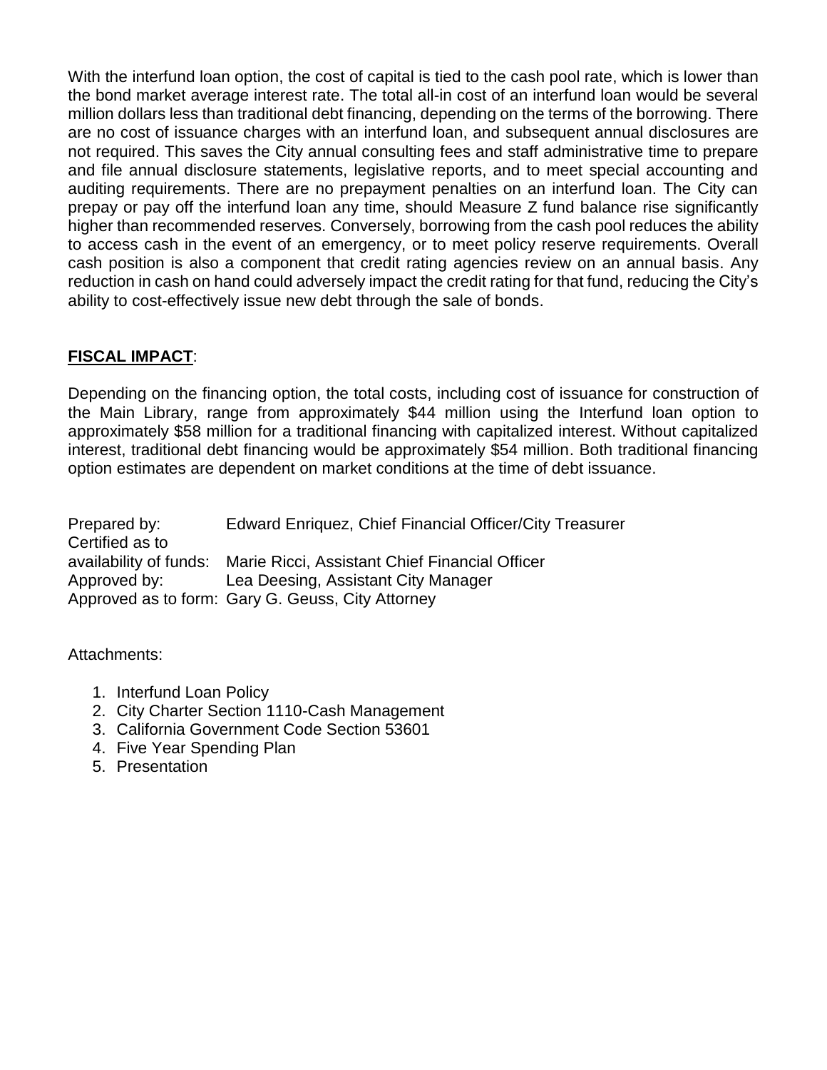With the interfund loan option, the cost of capital is tied to the cash pool rate, which is lower than the bond market average interest rate. The total all-in cost of an interfund loan would be several million dollars less than traditional debt financing, depending on the terms of the borrowing. There are no cost of issuance charges with an interfund loan, and subsequent annual disclosures are not required. This saves the City annual consulting fees and staff administrative time to prepare and file annual disclosure statements, legislative reports, and to meet special accounting and auditing requirements. There are no prepayment penalties on an interfund loan. The City can prepay or pay off the interfund loan any time, should Measure Z fund balance rise significantly higher than recommended reserves. Conversely, borrowing from the cash pool reduces the ability to access cash in the event of an emergency, or to meet policy reserve requirements. Overall cash position is also a component that credit rating agencies review on an annual basis. Any reduction in cash on hand could adversely impact the credit rating for that fund, reducing the City's ability to cost-effectively issue new debt through the sale of bonds.

**FISCAL IMPACT**:

Depending on the financing option, the total costs, including cost of issuance for construction of the Main Library, range from approximately $44 million using the Interfund loan option to approximately $58 million for a traditional financing with capitalized interest. Without capitalized interest, traditional debt financing would be approximately $54 million. Both traditional financing option estimates are dependent on market conditions at the time of debt issuance.

Prepared by: Edward Enriquez, Chief Financial Officer/City Treasurer
Certified as to availability of funds: Marie Ricci, Assistant Chief Financial Officer
Approved by: Lea Deesing, Assistant City Manager
Approved as to form: Gary G. Geuss, City Attorney

Attachments:

1. Interfund Loan Policy
2. City Charter Section 1110-Cash Management
3. California Government Code Section 53601
4. Five Year Spending Plan
5. Presentation